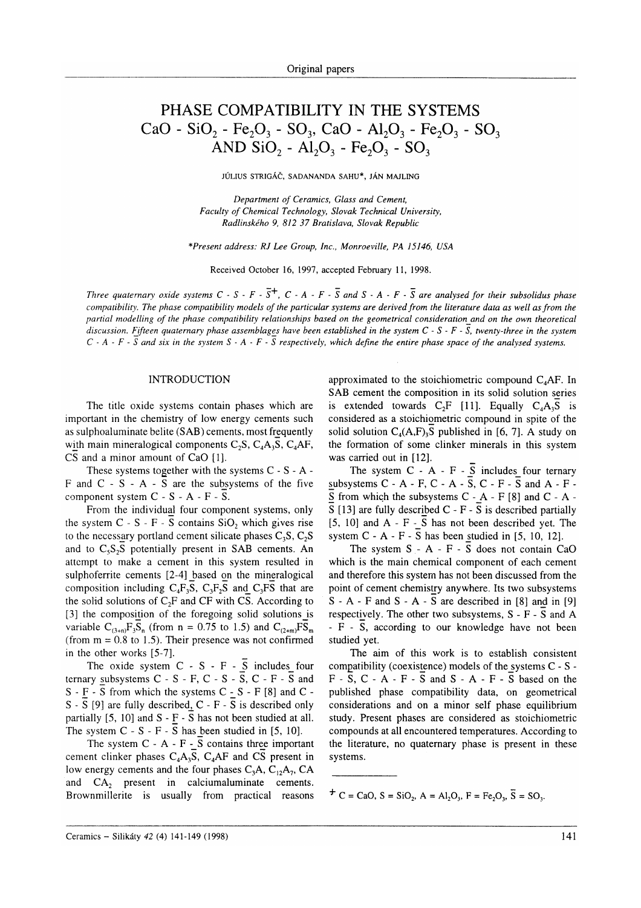Original papers

# PHASE COMPATIBILITY IN THE SYSTEMS $CaO - SiO_2 - Fe_2O_3 - SO_3$, $CaO - Al_2O_3 - Fe_2O_3 - SO_3$ AND $SiO_2 - Al_2O_3 - Fe_2O_3 - SO_3$

JÚLIUS STRIGÁČ, SADANANDA SAHU*, JÁN MAJLING

*Department of Ceramics, Glass and Cement, Faculty of Chemical Technology, Slovak Technical University, Radlinského 9, 812 37 Bratislava, Slovak Republic*

*\*Present address: RJ Lee Group, Inc., Monroeville, PA 15146, USA*

Received October 16, 1997, accepted February 11, 1998.

*Three quaternary oxide systems $C - S - F - \bar{S}^{+}$, $C - A - F - \bar{S}$ and $S - A - F - \bar{S}$ are analysed for their subsolidus phase compatibility. The phase compatibility models of the particular systems are derived from the literature data as well as from the partial modelling of the phase compatibility relationships based on the geometrical consideration and on the own theoretical discussion. Fifteen quaternary phase assemblages have been established in the system $C - S - F - \bar{S}$, twenty-three in the system $C - A - F - \bar{S}$ and six in the system $S - A - F - \bar{S}$ respectively, which define the entire phase space of the analysed systems.*

## INTRODUCTION

The title oxide systems contain phases which are important in the chemistry of low energy cements such as sulphoaluminate belite (SAB) cements, most frequently with main mineralogical components $C_2S$, $C_4A_3\bar{S}$, $C_4AF$, $C\bar{S}$ and a minor amount of CaO [1].

These systems together with the systems $C - S - A - F$ and $C - S - A - \bar{S}$ are the subsystems of the five component system $C - S - A - F - \bar{S}$.

From the individual four component systems, only the system $C - S - F - \bar{S}$ contains $SiO_2$ which gives rise to the necessary portland cement silicate phases $C_3S$, $C_2S$ and to $C_5S_2\bar{S}$ potentially present in SAB cements. An attempt to make a cement in this system resulted in sulphoferrite cements [2-4] based on the mineralogical composition including $C_4F_3\bar{S}$, $C_3F_2\bar{S}$ and $C_3F\bar{S}$ that are the solid solutions of $C_2F$ and CF with $C\bar{S}$. According to [3] the composition of the foregoing solid solutions is variable $C_{(3+n)}F_3\bar{S}_n$ (from n = 0.75 to 1.5) and $C_{(2+m)}F\bar{S}_m$ (from m = 0.8 to 1.5). Their presence was not confirmed in the other works [5-7].

The oxide system $C - S - F - \bar{S}$ includes four ternary subsystems $C - S - F$, $C - S - \bar{S}$, $C - F - \bar{S}$ and $S - F - \bar{S}$ from which the systems $C - S - F$ [8] and $C - S - \bar{S}$ [9] are fully described, $C - F - \bar{S}$ is described only partially [5, 10] and $S - F - \bar{S}$ has not been studied at all. The system $C - S - F - \bar{S}$ has been studied in [5, 10].

The system $C - A - F - \bar{S}$ contains three important cement clinker phases $C_4A_3\bar{S}$, $C_4AF$ and $C\bar{S}$ present in low energy cements and the four phases $C_3A$, $C_{12}A_7$, CA and $CA_2$ present in calciumaluminate cements. Brownmillerite is usually from practical reasons approximated to the stoichiometric compound $C_4AF$. In SAB cement the composition in its solid solution series is extended towards $C_2F$ [11]. Equally $C_4A_3\bar{S}$ is considered as a stoichiometric compound in spite of the solid solution $C_4(A,F)_3\bar{S}$ published in [6, 7]. A study on the formation of some clinker minerals in this system was carried out in [12].

The system $C - A - F - \bar{S}$ includes four ternary subsystems $C - A - F$, $C - A - \bar{S}$, $C - F - \bar{S}$ and $A - F - \bar{S}$ from which the subsystems $C - A - F$ [8] and $C - A - \bar{S}$ [13] are fully described $C - F - \bar{S}$ is described partially [5, 10] and $A - F - \bar{S}$ has not been described yet. The system $C - A - F - \bar{S}$ has been studied in [5, 10, 12].

The system $S - A - F - \bar{S}$ does not contain CaO which is the main chemical component of each cement and therefore this system has not been discussed from the point of cement chemistry anywhere. Its two subsystems $S - A - F$ and $S - A - \bar{S}$ are described in [8] and in [9] respectively. The other two subsystems, $S - F - \bar{S}$ and $A - F - \bar{S}$, according to our knowledge have not been studied yet.

The aim of this work is to establish consistent compatibility (coexistence) models of the systems $C - S - F - \bar{S}$, $C - A - F - \bar{S}$ and $S - A - F - \bar{S}$ based on the published phase compatibility data, on geometrical considerations and on a minor self phase equilibrium study. Present phases are considered as stoichiometric compounds at all encountered temperatures. According to the literature, no quaternary phase is present in these systems.

---

$^{+}$ C = CaO, S = $SiO_2$, A = $Al_2O_3$, F = $Fe_2O_3$, $\bar{S}$ = $SO_3$.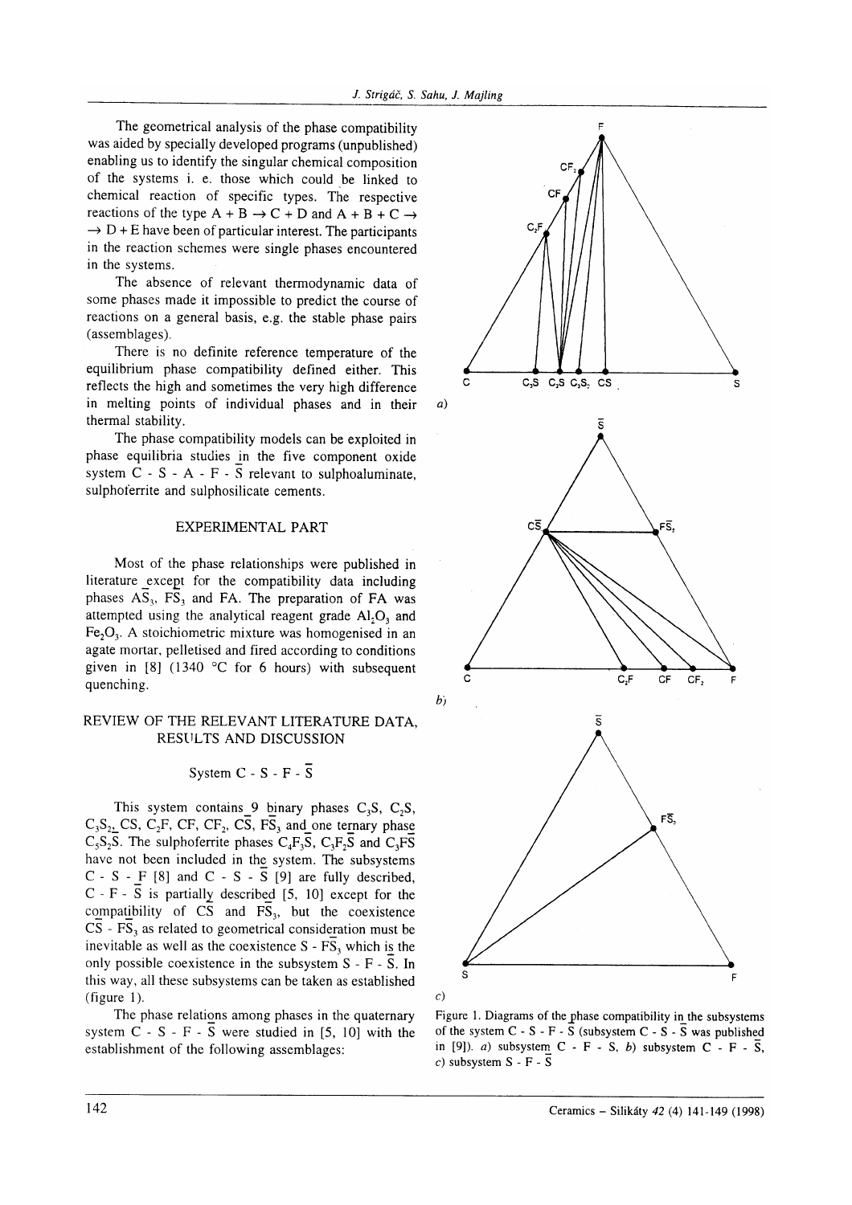The geometrical analysis of the phase compatibility was aided by specially developed programs (unpublished) enabling us to identify the singular chemical composition of the systems i. e. those which could be linked to chemical reaction of specific types. The respective reactions of the type A + B → C + D and A + B + C → → D + E have been of particular interest. The participants in the reaction schemes were single phases encountered in the systems.

The absence of relevant thermodynamic data of some phases made it impossible to predict the course of reactions on a general basis, e.g. the stable phase pairs (assemblages).

There is no definite reference temperature of the equilibrium phase compatibility defined either. This reflects the high and sometimes the very high difference in melting points of individual phases and in their thermal stability.

The phase compatibility models can be exploited in phase equilibria studies in the five component oxide system C - S - A - F - $\bar{S}$ relevant to sulphoaluminate, sulphoferrite and sulphosilicate cements.

## EXPERIMENTAL PART

Most of the phase relationships were published in literature except for the compatibility data including phases $A\bar{S}_3$, $F\bar{S}_3$ and FA. The preparation of FA was attempted using the analytical reagent grade $Al_2O_3$ and $Fe_2O_3$. A stoichiometric mixture was homogenised in an agate mortar, pelletised and fired according to conditions given in [8] (1340 °C for 6 hours) with subsequent quenching.

## REVIEW OF THE RELEVANT LITERATURE DATA, RESULTS AND DISCUSSION

### System C - S - F - $\bar{S}$

This system contains 9 binary phases $C_3S$, $C_2S$, $C_3S_2$, CS, $C_2F$, CF, $CF_2$, $C\bar{S}$, $F\bar{S}_3$ and one ternary phase $C_5S_2\bar{S}$. The sulphoferrite phases $C_4F_3\bar{S}$, $C_3F_2\bar{S}$ and $C_3F\bar{S}$ have not been included in the system. The subsystems C - S - F [8] and C - S - $\bar{S}$ [9] are fully described, C - F - $\bar{S}$ is partially described [5, 10] except for the compatibility of $C\bar{S}$ and $F\bar{S}_3$, but the coexistence $C\bar{S}$ - $F\bar{S}_3$ as related to geometrical consideration must be inevitable as well as the coexistence S - $F\bar{S}_3$ which is the only possible coexistence in the subsystem S - F - $\bar{S}$. In this way, all these subsystems can be taken as established (figure 1).

The phase relations among phases in the quaternary system C - S - F - $\bar{S}$ were studied in [5, 10] with the establishment of the following assemblages:

Figure 1. Diagrams of the phase compatibility in the subsystems of the system C - S - F - $\bar{S}$ (subsystem C - S - $\bar{S}$ was published in [9]). *a)* subsystem C - F - S, *b)* subsystem C - F - $\bar{S}$, *c)* subsystem S - F - $\bar{S}$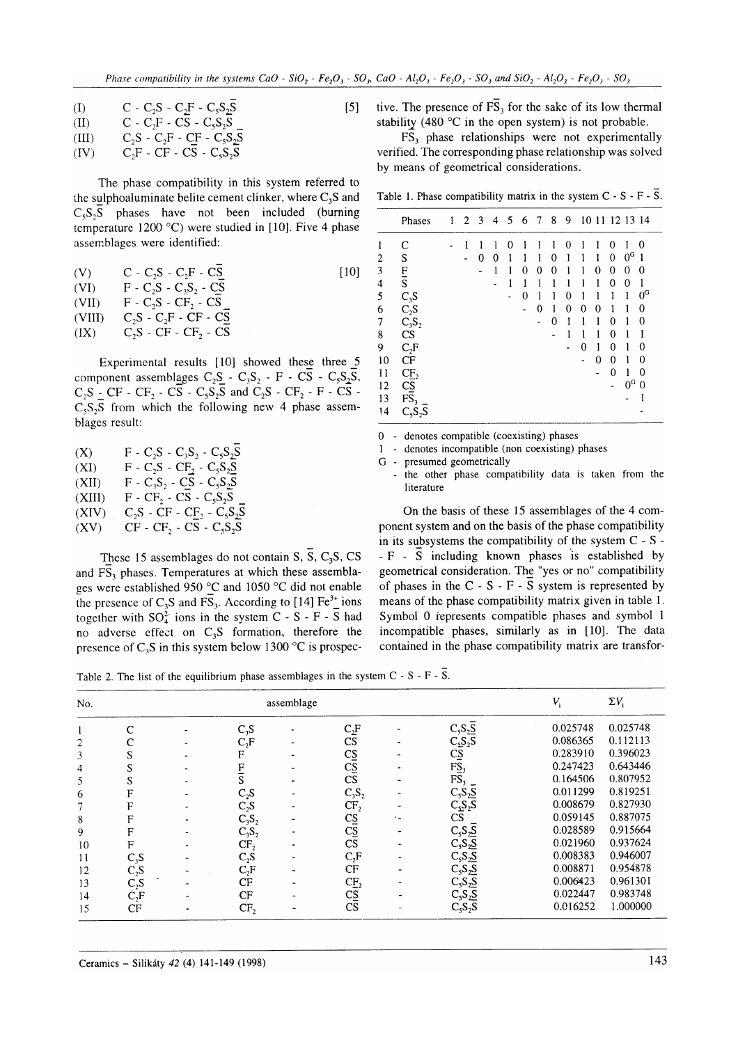| | | |
|---|---|---|
| (I) | $C$ - $C_2S$ - $C_2F$ - $C_5S_2\overline{S}$ | [5] |
| (II) | $C$ - $C_2F$ - $C\overline{S}$ - $C_5S_2\overline{S}$ | |
| (III) | $C_2S$ - $C_2F$ - $CF$ - $C_5S_2\overline{S}$ | |
| (IV) | $C_2F$ - $CF$ - $C\overline{S}$ - $C_5S_2\overline{S}$ | |

The phase compatibility in this system referred to the sulphoaluminate belite cement clinker, where $C_3S$ and $C_5S_2\overline{S}$ phases have not been included (burning temperature 1200 °C) were studied in [10]. Five 4 phase assemblages were identified:

| | | |
|---|---|---|
| (V) | $C$ - $C_2S$ - $C_2F$ - $C\overline{S}$ | [10] |
| (VI) | $F$ - $C_2S$ - $C_3S_2$ - $C\overline{S}$ | |
| (VII) | $F$ - $C_2S$ - $CF_2$ - $C\overline{S}$ | |
| (VIII) | $C_2S$ - $C_2F$ - $CF$ - $C\overline{S}$ | |
| (IX) | $C_2S$ - $CF$ - $CF_2$ - $C\overline{S}$ | |

Experimental results [10] showed these three 5 component assemblages $C_2S$ - $C_3S_2$ - $F$ - $C\overline{S}$ - $C_5S_2\overline{S}$, $C_2S$ - $CF$ - $CF_2$ - $C\overline{S}$ - $C_5S_2\overline{S}$ and $C_2S$ - $CF_2$ - $F$ - $C\overline{S}$ - $C_5S_2\overline{S}$ from which the following new 4 phase assemblages result:

| | |
|---|---|
| (X) | $F$ - $C_2S$ - $C_3S_2$ - $C_5S_2\overline{S}$ |
| (XI) | $F$ - $C_2S$ - $CF_2$ - $C_5S_2\overline{S}$ |
| (XII) | $F$ - $C_3S_2$ - $C\overline{S}$ - $C_5S_2\overline{S}$ |
| (XIII) | $F$ - $CF_2$ - $C\overline{S}$ - $C_5S_2\overline{S}$ |
| (XIV) | $C_2S$ - $CF$ - $CF_2$ - $C_5S_2\overline{S}$ |
| (XV) | $CF$ - $CF_2$ - $C\overline{S}$ - $C_5S_2\overline{S}$ |

These 15 assemblages do not contain $S$, $\overline{S}$, $C_3S$, $CS$ and $F\overline{S}_3$ phases. Temperatures at which these assemblages were established 950 °C and 1050 °C did not enable the presence of $C_3S$ and $F\overline{S}_3$. According to [14] $Fe^{3+}$ ions together with $SO_4^{2-}$ ions in the system $C$ - $S$ - $F$ - $\overline{S}$ had no adverse effect on $C_3S$ formation, therefore the presence of $C_3S$ in this system below 1300 °C is prospective. The presence of $F\overline{S}_3$ for the sake of its low thermal stability (480 °C in the open system) is not probable.

$F\overline{S}_3$ phase relationships were not experimentally verified. The corresponding phase relationship was solved by means of geometrical considerations.

Table 1. Phase compatibility matrix in the system $C$ - $S$ - $F$ - $\overline{S}$.

| | Phases | 1 | 2 | 3 | 4 | 5 | 6 | 7 | 8 | 9 | 10 | 11 | 12 | 13 | 14 |
|---|---|---|---|---|---|---|---|---|---|---|---|---|---|---|---|
| 1 | $C$ | - | 1 | 1 | 1 | 0 | 1 | 1 | 1 | 0 | 1 | 1 | 0 | 1 | 0 |
| 2 | $S$ | | - | 0 | 0 | 1 | 1 | 1 | 0 | 1 | 1 | 1 | 0 | $0^G$ | 1 |
| 3 | $F$ | | | - | 1 | 1 | 0 | 0 | 0 | 1 | 1 | 0 | 0 | 0 | 0 |
| 4 | $\overline{S}$ | | | | - | 1 | 1 | 1 | 1 | 1 | 1 | 1 | 0 | 0 | 1 |
| 5 | $C_3S$ | | | | | - | 0 | 1 | 1 | 0 | 1 | 1 | 1 | 1 | $0^G$ |
| 6 | $C_2S$ | | | | | | - | 0 | 1 | 0 | 0 | 0 | 1 | 1 | 0 |
| 7 | $C_3S_2$ | | | | | | | - | 0 | 1 | 1 | 1 | 0 | 1 | 0 |
| 8 | $CS$ | | | | | | | | - | 1 | 1 | 1 | 0 | 1 | 1 |
| 9 | $C_2F$ | | | | | | | | | - | 0 | 1 | 0 | 1 | 0 |
| 10 | $CF$ | | | | | | | | | | - | 0 | 0 | 1 | 0 |
| 11 | $CF_2$ | | | | | | | | | | | - | 0 | 1 | 0 |
| 12 | $C\overline{S}$ | | | | | | | | | | | | - | $0^G$ | 0 |
| 13 | $F\overline{S}_3$ | | | | | | | | | | | | | - | 1 |
| 14 | $C_5S_2\overline{S}$ | | | | | | | | | | | | | | - |

0 - denotes compatible (coexisting) phases
1 - denotes incompatible (non coexisting) phases
G - presumed geometrically
 - the other phase compatibility data is taken from the literature

On the basis of these 15 assemblages of the 4 component system and on the basis of the phase compatibility in its subsystems the compatibility of the system $C$ - $S$ - $F$ - $\overline{S}$ including known phases is established by geometrical consideration. The "yes or no" compatibility of phases in the $C$ - $S$ - $F$ - $\overline{S}$ system is represented by means of the phase compatibility matrix given in table 1. Symbol 0 represents compatible phases and symbol 1 incompatible phases, similarly as in [10]. The data contained in the phase compatibility matrix are transfor-

Table 2. The list of the equilibrium phase assemblages in the system $C$ - $S$ - $F$ - $\overline{S}$.

| No. | assemblage | | | | $V_i$ | $\Sigma V_i$ |
|---|---|---|---|---|---|---|
| 1 | $C$ | $C_3S$ | $C_2F$ | $C_5S_2\overline{S}$ | 0.025748 | 0.025748 |
| 2 | $C$ | $C_2F$ | $C\overline{S}$ | $C_5S_2\overline{S}$ | 0.086365 | 0.112113 |
| 3 | $S$ | $F$ | $C\overline{S}$ | $CS$ | 0.283910 | 0.396023 |
| 4 | $S$ | $F$ | $C\overline{S}$ | $F\overline{S}_3$ | 0.247423 | 0.643446 |
| 5 | $S$ | $\overline{S}$ | $C\overline{S}$ | $F\overline{S}_3$ | 0.164506 | 0.807952 |
| 6 | $F$ | $C_2S$ | $C_3S_2$ | $C_5S_2\overline{S}$ | 0.011299 | 0.819251 |
| 7 | $F$ | $C_2S$ | $CF_2$ | $C_5S_2\overline{S}$ | 0.008679 | 0.827930 |
| 8 | $F$ | $C_3S_2$ | $C\overline{S}$ | $CS$ | 0.059145 | 0.887075 |
| 9 | $F$ | $C_3S_2$ | $C\overline{S}$ | $C_5S_2\overline{S}$ | 0.028589 | 0.915664 |
| 10 | $F$ | $CF_2$ | $C\overline{S}$ | $C_5S_2\overline{S}$ | 0.021960 | 0.937624 |
| 11 | $C_3S$ | $C_2S$ | $C_2F$ | $C_5S_2\overline{S}$ | 0.008383 | 0.946007 |
| 12 | $C_2S$ | $C_2F$ | $CF$ | $C_5S_2\overline{S}$ | 0.008871 | 0.954878 |
| 13 | $C_2S$ | $CF$ | $CF_2$ | $C_5S_2\overline{S}$ | 0.006423 | 0.961301 |
| 14 | $C_2F$ | $CF$ | $C\overline{S}$ | $C_5S_2\overline{S}$ | 0.022447 | 0.983748 |
| 15 | $CF$ | $CF_2$ | $C\overline{S}$ | $C_5S_2\overline{S}$ | 0.016252 | 1.000000 |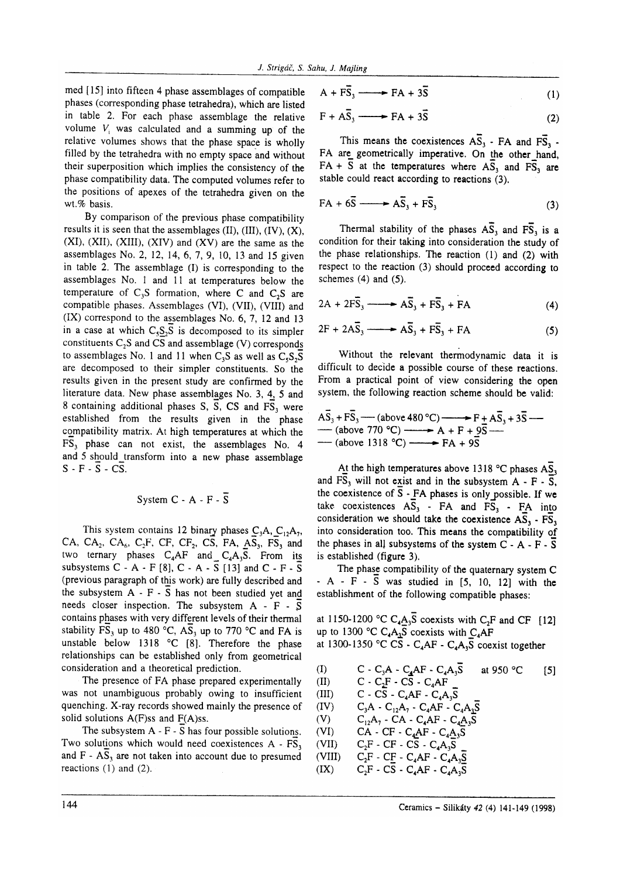med [15] into fifteen 4 phase assemblages of compatible phases (corresponding phase tetrahedra), which are listed in table 2. For each phase assemblage the relative volume $V_i$ was calculated and a summing up of the relative volumes shows that the phase space is wholly filled by the tetrahedra with no empty space and without their superposition which implies the consistency of the phase compatibility data. The computed volumes refer to the positions of apexes of the tetrahedra given on the wt.% basis.

By comparison of the previous phase compatibility results it is seen that the assemblages (II), (III), (IV), (X), (XI), (XII), (XIII), (XIV) and (XV) are the same as the assemblages No. 2, 12, 14, 6, 7, 9, 10, 13 and 15 given in table 2. The assemblage (I) is corresponding to the assemblages No. 1 and 11 at temperatures below the temperature of $C_3S$ formation, where C and $C_2S$ are compatible phases. Assemblages (VI), (VII), (VIII) and (IX) correspond to the assemblages No. 6, 7, 12 and 13 in a case at which $C_5S_2\bar{S}$ is decomposed to its simpler constituents $C_2S$ and $C\bar{S}$ and assemblage (V) corresponds to assemblages No. 1 and 11 when $C_3S$ as well as $C_5S_2\bar{S}$ are decomposed to their simpler constituents. So the results given in the present study are confirmed by the literature data. New phase assemblages No. 3, 4, 5 and 8 containing additional phases S, $\bar{S}$, CS and $F\bar{S}_3$ were established from the results given in the phase compatibility matrix. At high temperatures at which the $F\bar{S}_3$ phase can not exist, the assemblages No. 4 and 5 should transform into a new phase assemblage S - F - $\bar{S}$ - $C\bar{S}$.

## System C - A - F - $\bar{S}$

This system contains 12 binary phases $C_3A$, $C_{12}A_7$, CA, $CA_2$, $CA_6$, $C_2F$, CF, $CF_2$, $C\bar{S}$, FA, $A\bar{S}_3$, $F\bar{S}_3$ and two ternary phases $C_4AF$ and $C_4A_3\bar{S}$. From its subsystems C - A - F [8], C - A - $\bar{S}$ [13] and C - F - $\bar{S}$ (previous paragraph of this work) are fully described and the subsystem A - F - $\bar{S}$ has not been studied yet and needs closer inspection. The subsystem A - F - $\bar{S}$ contains phases with very different levels of their thermal stability $F\bar{S}_3$ up to 480 °C, $A\bar{S}_3$ up to 770 °C and FA is unstable below 1318 °C [8]. Therefore the phase relationships can be established only from geometrical consideration and a theoretical prediction.

The presence of FA phase prepared experimentally was not unambiguous probably owing to insufficient quenching. X-ray records showed mainly the presence of solid solutions A(F)ss and F(A)ss.

The subsystem A - F - $\bar{S}$ has four possible solutions. Two solutions which would need coexistences A - $F\bar{S}_3$ and F - $A\bar{S}_3$ are not taken into account due to presumed reactions (1) and (2).

$$A + F\bar{S}_3 \longrightarrow FA + 3\bar{S} \tag{1}$$

$$F + A\bar{S}_3 \longrightarrow FA + 3\bar{S} \tag{2}$$

This means the coexistences $A\bar{S}_3$ - FA and $F\bar{S}_3$ - FA are geometrically imperative. On the other hand, FA + $\bar{S}$ at the temperatures where $A\bar{S}_3$ and $F\bar{S}_3$ are stable could react according to reactions (3).

$$FA + 6\bar{S} \longrightarrow A\bar{S}_3 + F\bar{S}_3 \tag{3}$$

Thermal stability of the phases $A\bar{S}_3$ and $F\bar{S}_3$ is a condition for their taking into consideration the study of the phase relationships. The reaction (1) and (2) with respect to the reaction (3) should proceed according to schemes (4) and (5).

$$2A + 2F\bar{S}_3 \longrightarrow A\bar{S}_3 + F\bar{S}_3 + FA \tag{4}$$

$$2F + 2A\bar{S}_3 \longrightarrow A\bar{S}_3 + F\bar{S}_3 + FA \tag{5}$$

Without the relevant thermodynamic data it is difficult to decide a possible course of these reactions. From a practical point of view considering the open system, the following reaction scheme should be valid:

$$A\bar{S}_3 + F\bar{S}_3 \text{ — (above 480 °C)} \longrightarrow F + A\bar{S}_3 + 3\bar{S} \text{ — (above 770 °C)} \longrightarrow A + F + 9\bar{S} \text{ — (above 1318 °C)} \longrightarrow FA + 9\bar{S}$$

At the high temperatures above 1318 °C phases $A\bar{S}_3$ and $F\bar{S}_3$ will not exist and in the subsystem A - F - $\bar{S}$, the coexistence of $\bar{S}$ - FA phases is only possible. If we take coexistences $A\bar{S}_3$ - FA and $F\bar{S}_3$ - FA into consideration we should take the coexistence $A\bar{S}_3$ - $F\bar{S}_3$ into consideration too. This means the compatibility of the phases in all subsystems of the system C - A - F - $\bar{S}$ is established (figure 3).

The phase compatibility of the quaternary system C - A - F - $\bar{S}$ was studied in [5, 10, 12] with the establishment of the following compatible phases:

at 1150-1200 °C $C_4A_3\bar{S}$ coexists with $C_2F$ and CF [12]
up to 1300 °C $C_4A_3\bar{S}$ coexists with $C_4AF$
at 1300-1350 °C $C\bar{S}$ - $C_4AF$ - $C_4A_3\bar{S}$ coexist together

- (I) C - $C_3A$ - $C_4AF$ - $C_4A_3\bar{S}$ at 950 °C [5]
- (II) C - $C_2F$ - $C\bar{S}$ - $C_4AF$
- (III) C - $C\bar{S}$ - $C_4AF$ - $C_4A_3\bar{S}$
- (IV) $C_3A$ - $C_{12}A_7$ - $C_4AF$ - $C_4A_3\bar{S}$
- (V) $C_{12}A_7$ - CA - $C_4AF$ - $C_4A_3\bar{S}$
- (VI) CA - CF - $C_4AF$ - $C_4A_3\bar{S}$
- (VII) $C_2F$ - CF - $C\bar{S}$ - $C_4A_3\bar{S}$
- (VIII) $C_2F$ - CF - $C_4AF$ - $C_4A_3\bar{S}$
- (IX) $C_2F$ - $C\bar{S}$ - $C_4AF$ - $C_4A_3\bar{S}$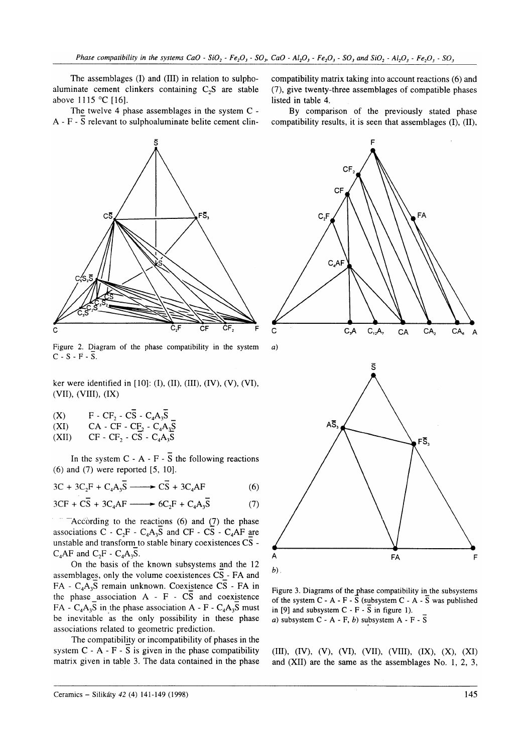The assemblages (I) and (III) in relation to sulphoaluminate cement clinkers containing $C_2S$ are stable above 1115 °C [16].

The twelve 4 phase assemblages in the system C - A - F - $\bar{S}$ relevant to sulphoaluminate belite cement clinker were identified in [10]: (I), (II), (III), (IV), (V), (VI), (VII), (VIII), (IX)

(X) F - $CF_2$ - $C\bar{S}$ - $C_4A_3\bar{S}$
(XI) CA - CF - $CF_2$ - $C_4A_3\bar{S}$
(XII) CF - $CF_2$ - $C\bar{S}$ - $C_4A_3\bar{S}$

Figure 2. Diagram of the phase compatibility in the system C - S - F - $\bar{S}$.

In the system C - A - F - $\bar{S}$ the following reactions (6) and (7) were reported [5, 10].

$$3C + 3C_2F + C_4A_3\bar{S} \longrightarrow C\bar{S} + 3C_4AF \tag{6}$$

$$3CF + C\bar{S} + 3C_4AF \longrightarrow 6C_2F + C_4A_3\bar{S} \tag{7}$$

According to the reactions (6) and (7) the phase associations C - $C_2F$ - $C_4A_3\bar{S}$ and CF - $C\bar{S}$ - $C_4AF$ are unstable and transform to stable binary coexistences $C\bar{S}$ - $C_4AF$ and $C_2F$ - $C_4A_3\bar{S}$.

On the basis of the known subsystems and the 12 assemblages, only the volume coexistences $C\bar{S}$ - FA and FA - $C_4A_3\bar{S}$ remain unknown. Coexistence $C\bar{S}$ - FA in the phase association A - F - $C\bar{S}$ and coexistence FA - $C_4A_3\bar{S}$ in the phase association A - F - $C_4A_3\bar{S}$ must be inevitable as the only possibility in these phase associations related to geometric prediction.

The compatibility or incompatibility of phases in the system C - A - F - $\bar{S}$ is given in the phase compatibility matrix given in table 3. The data contained in the phase compatibility matrix taking into account reactions (6) and (7), give twenty-three assemblages of compatible phases listed in table 4.

By comparison of the previously stated phase compatibility results, it is seen that assemblages (I), (II), (III), (IV), (V), (VI), (VII), (VIII), (IX), (X), (XI) and (XII) are the same as the assemblages No. 1, 2, 3,

Figure 3. Diagrams of the phase compatibility in the subsystems of the system C - A - F - $\bar{S}$ (subsystem C - A - $\bar{S}$ was published in [9] and subsystem C - F - $\bar{S}$ in figure 1).
*a*) subsystem C - A - F, *b*) subsystem A - F - $\bar{S}$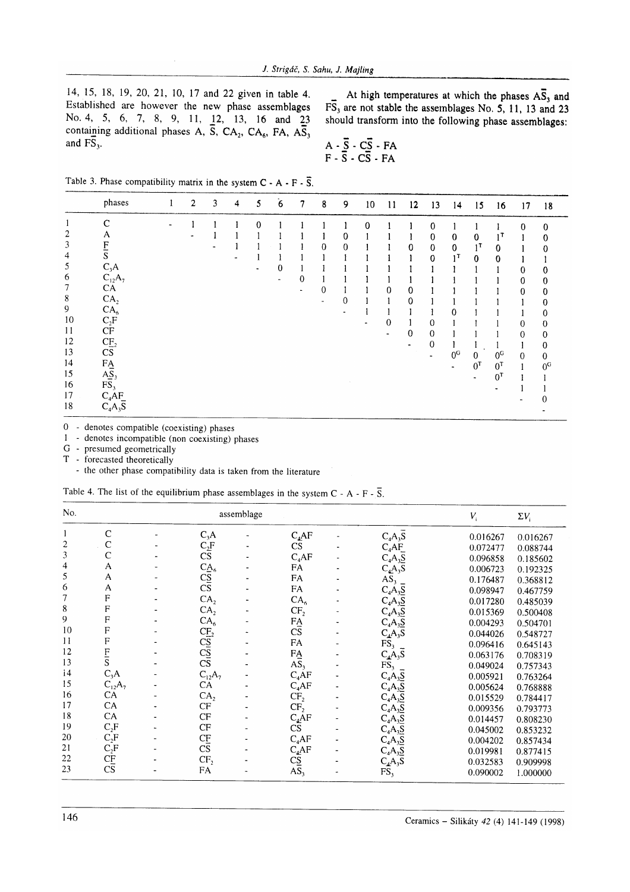14, 15, 18, 19, 20, 21, 10, 17 and 22 given in table 4. Established are however the new phase assemblages No. 4, 5, 6, 7, 8, 9, 11, 12, 13, 16 and 23 containing additional phases A, $\bar{S}$, $CA_2$, $CA_6$, FA, $A\bar{S}_3$ and $F\bar{S}_3$.

At high temperatures at which the phases $A\bar{S}_3$ and $F\bar{S}_3$ are not stable the assemblages No. 5, 11, 13 and 23 should transform into the following phase assemblages:

A - $\bar{S}$ - $C\bar{S}$ - FA
F - $\bar{S}$ - $C\bar{S}$ - FA

Table 3. Phase compatibility matrix in the system C - A - F - $\bar{S}$.

| | phases | 1 | 2 | 3 | 4 | 5 | 6 | 7 | 8 | 9 | 10 | 11 | 12 | 13 | 14 | 15 | 16 | 17 | 18 |
|---|---|---|---|---|---|---|---|---|---|---|---|---|---|---|---|---|---|---|---|
| 1 | C | - | 1 | 1 | 1 | 0 | 1 | 1 | 1 | 1 | 0 | 1 | 1 | 0 | 1 | 1 | 1 | 0 | 0 |
| 2 | A | | - | 1 | 1 | 1 | 1 | 1 | 1 | 0 | 1 | 1 | 1 | 0 | 0 | 0 | $1^T$ | 1 | 0 |
| 3 | F | | | - | 1 | 1 | 1 | 1 | 0 | 0 | 1 | 1 | 0 | 0 | 0 | $1^T$ | 0 | 1 | 0 |
| 4 | $\bar{S}$ | | | | - | 1 | 1 | 1 | 1 | 1 | 1 | 1 | 1 | 0 | $1^T$ | 0 | 0 | 1 | 1 |
| 5 | $C_3A$ | | | | | - | 0 | 1 | 1 | 1 | 1 | 1 | 1 | 1 | 1 | 1 | 1 | 0 | 0 |
| 6 | $C_{12}A_7$ | | | | | | - | 0 | 1 | 1 | 1 | 1 | 1 | 1 | 1 | 1 | 1 | 0 | 0 |
| 7 | CA | | | | | | | - | 0 | 1 | 1 | 0 | 0 | 1 | 1 | 1 | 1 | 0 | 0 |
| 8 | $CA_2$ | | | | | | | | - | 0 | 1 | 1 | 0 | 1 | 1 | 1 | 1 | 1 | 0 |
| 9 | $CA_6$ | | | | | | | | | - | 1 | 1 | 1 | 1 | 0 | 1 | 1 | 1 | 0 |
| 10 | $C_2F$ | | | | | | | | | | - | 0 | 1 | 0 | 1 | 1 | 1 | 0 | 0 |
| 11 | CF | | | | | | | | | | | - | 0 | 0 | 1 | 1 | 1 | 0 | 0 |
| 12 | $CF_2$ | | | | | | | | | | | | - | 0 | 1 | 1 | 1 | 1 | 0 |
| 13 | $C\bar{S}$ | | | | | | | | | | | | | - | $0^G$ | 0 | $0^G$ | 0 | 0 |
| 14 | FA | | | | | | | | | | | | | | - | $0^T$ | $0^T$ | 1 | $0^G$ |
| 15 | $A\bar{S}_3$ | | | | | | | | | | | | | | | - | $0^T$ | 1 | 1 |
| 16 | $F\bar{S}_3$ | | | | | | | | | | | | | | | | - | 1 | 1 |
| 17 | $C_4AF$ | | | | | | | | | | | | | | | | | - | 0 |
| 18 | $C_4A_3\bar{S}$ | | | | | | | | | | | | | | | | | | - |

0 - denotes compatible (coexisting) phases
1 - denotes incompatible (non coexisting) phases
G - presumed geometrically
T - forecasted theoretically
- the other phase compatibility data is taken from the literature

Table 4. The list of the equilibrium phase assemblages in the system C - A - F - $\bar{S}$.

| No. | assemblage | | | | $V_i$ | $\Sigma V_i$ |
|---|---|---|---|---|---|---|
| 1 | C | $C_3A$ | $C_4AF$ | $C_4A_3\bar{S}$ | 0.016267 | 0.016267 |
| 2 | C | $C_2F$ | $C\bar{S}$ | $C_4AF$ | 0.072477 | 0.088744 |
| 3 | C | $C\bar{S}$ | $C_4AF$ | $C_4A_3\bar{S}$ | 0.096858 | 0.185602 |
| 4 | A | $CA_6$ | FA | $C_4A_3\bar{S}$ | 0.006723 | 0.192325 |
| 5 | A | $C\bar{S}$ | FA | $A\bar{S}_3$ | 0.176487 | 0.368812 |
| 6 | A | $C\bar{S}$ | FA | $C_4A_3\bar{S}$ | 0.098947 | 0.467759 |
| 7 | F | $CA_2$ | $CA_6$ | $C_4A_3\bar{S}$ | 0.017280 | 0.485039 |
| 8 | F | $CA_2$ | $CF_2$ | $C_4A_3\bar{S}$ | 0.015369 | 0.500408 |
| 9 | F | $CA_6$ | FA | $C_4A_3\bar{S}$ | 0.004293 | 0.504701 |
| 10 | F | $CF_2$ | $C\bar{S}$ | $C_4A_3\bar{S}$ | 0.044026 | 0.548727 |
| 11 | F | $C\bar{S}$ | FA | $F\bar{S}_3$ | 0.096416 | 0.645143 |
| 12 | F | $C\bar{S}$ | FA | $C_4A_3\bar{S}$ | 0.063176 | 0.708319 |
| 13 | $\bar{S}$ | $C\bar{S}$ | $A\bar{S}_3$ | $F\bar{S}_3$ | 0.049024 | 0.757343 |
| 14 | $C_3A$ | $C_{12}A_7$ | $C_4AF$ | $C_4A_3\bar{S}$ | 0.005921 | 0.763264 |
| 15 | $C_{12}A_7$ | CA | $C_4AF$ | $C_4A_3\bar{S}$ | 0.005624 | 0.768888 |
| 16 | CA | $CA_2$ | $CF_2$ | $C_4A_3\bar{S}$ | 0.015529 | 0.784417 |
| 17 | CA | CF | $CF_2$ | $C_4A_3\bar{S}$ | 0.009356 | 0.793773 |
| 18 | CA | CF | $C_4AF$ | $C_4A_3\bar{S}$ | 0.014457 | 0.808230 |
| 19 | $C_2F$ | CF | $C\bar{S}$ | $C_4A_3\bar{S}$ | 0.045002 | 0.853232 |
| 20 | $C_2F$ | CF | $C_4AF$ | $C_4A_3\bar{S}$ | 0.004202 | 0.857434 |
| 21 | $C_2F$ | $C\bar{S}$ | $C_4AF$ | $C_4A_3\bar{S}$ | 0.019981 | 0.877415 |
| 22 | CF | $CF_2$ | $C\bar{S}$ | $C_4A_3\bar{S}$ | 0.032583 | 0.909998 |
| 23 | $C\bar{S}$ | FA | $A\bar{S}_3$ | $F\bar{S}_3$ | 0.090002 | 1.000000 |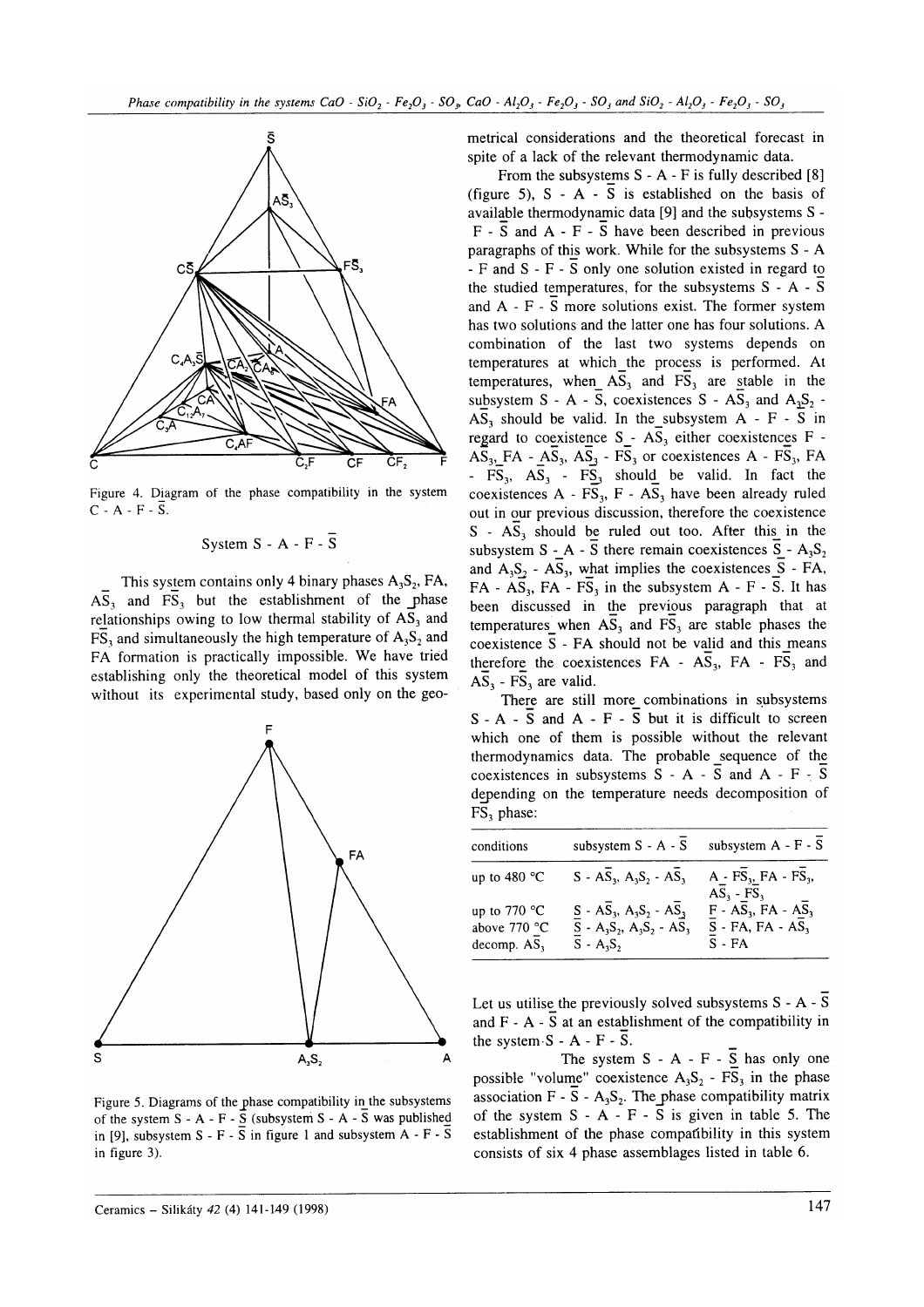Figure 4. Diagram of the phase compatibility in the system C - A - F - $\bar{S}$.

### System S - A - F - $\bar{S}$

This system contains only 4 binary phases $A_3S_2$, FA, $A\bar{S}_3$ and $F\bar{S}_3$ but the establishment of the phase relationships owing to low thermal stability of $A\bar{S}_3$ and $F\bar{S}_3$ and simultaneously the high temperature of $A_3S_2$ and FA formation is practically impossible. We have tried establishing only the theoretical model of this system without its experimental study, based only on the geometrical considerations and the theoretical forecast in spite of a lack of the relevant thermodynamic data.

Figure 5. Diagrams of the phase compatibility in the subsystems of the system S - A - F - $\bar{S}$ (subsystem S - A - $\bar{S}$ was published in [9], subsystem S - F - $\bar{S}$ in figure 1 and subsystem A - F - $\bar{S}$ in figure 3).

From the subsystems S - A - F is fully described [8] (figure 5), S - A - $\bar{S}$ is established on the basis of available thermodynamic data [9] and the subsystems S - F - $\bar{S}$ and A - F - $\bar{S}$ have been described in previous paragraphs of this work. While for the subsystems S - A - F and S - F - $\bar{S}$ only one solution existed in regard to the studied temperatures, for the subsystems S - A - $\bar{S}$ and A - F - $\bar{S}$ more solutions exist. The former system has two solutions and the latter one has four solutions. A combination of the last two systems depends on temperatures at which the process is performed. At temperatures, when $A\bar{S}_3$ and $F\bar{S}_3$ are stable in the subsystem S - A - $\bar{S}$, coexistences S - $A\bar{S}_3$ and $A_3S_2$ - $A\bar{S}_3$ should be valid. In the subsystem A - F - $\bar{S}$ in regard to coexistence S - $A\bar{S}_3$ either coexistences F - $A\bar{S}_3$, FA - $A\bar{S}_3$, $A\bar{S}_3$ - $F\bar{S}_3$ or coexistences A - $F\bar{S}_3$, FA - $F\bar{S}_3$, $A\bar{S}_3$ - $F\bar{S}_3$ should be valid. In fact the coexistences A - $F\bar{S}_3$, F - $A\bar{S}_3$ have been already ruled out in our previous discussion, therefore the coexistence S - $A\bar{S}_3$ should be ruled out too. After this in the subsystem S - A - $\bar{S}$ there remain coexistences $\bar{S}$ - $A_3S_2$ and $A_3S_2$ - $A\bar{S}_3$, what implies the coexistences $\bar{S}$ - FA, FA - $A\bar{S}_3$, FA - $F\bar{S}_3$ in the subsystem A - F - $\bar{S}$. It has been discussed in the previous paragraph that at temperatures when $A\bar{S}_3$ and $F\bar{S}_3$ are stable phases the coexistence $\bar{S}$ - FA should not be valid and this means therefore the coexistences FA - $A\bar{S}_3$, FA - $F\bar{S}_3$ and $A\bar{S}_3$ - $F\bar{S}_3$ are valid.

There are still more combinations in subsystems S - A - $\bar{S}$ and A - F - $\bar{S}$ but it is difficult to screen which one of them is possible without the relevant thermodynamics data. The probable sequence of the coexistences in subsystems S - A - $\bar{S}$ and A - F - $\bar{S}$ depending on the temperature needs decomposition of $F\bar{S}_3$ phase:

| conditions | subsystem S - A - $\bar{S}$ | subsystem A - F - $\bar{S}$ |
|---|---|---|
| up to 480 °C | S - $A\bar{S}_3$, $A_3S_2$ - $A\bar{S}_3$ | A - $F\bar{S}_3$, FA - $F\bar{S}_3$, $A\bar{S}_3$ - $F\bar{S}_3$ |
| up to 770 °C | $\bar{S}$ - $A\bar{S}_3$, $A_3S_2$ - $A\bar{S}_3$ | F - $A\bar{S}_3$, FA - $A\bar{S}_3$ |
| above 770 °C | $\bar{S}$ - $A_3S_2$, $A_3S_2$ - $A\bar{S}_3$ | $\bar{S}$ - FA, FA - $A\bar{S}_3$ |
| decomp. $A\bar{S}_3$ | $\bar{S}$ - $A_3S_2$ | $\bar{S}$ - FA |

Let us utilise the previously solved subsystems S - A - $\bar{S}$ and F - A - $\bar{S}$ at an establishment of the compatibility in the system S - A - F - $\bar{S}$.

The system S - A - F - $\bar{S}$ has only one possible "volume" coexistence $A_3S_2$ - $F\bar{S}_3$ in the phase association F - $\bar{S}$ - $A_3S_2$. The phase compatibility matrix of the system S - A - F - $\bar{S}$ is given in table 5. The establishment of the phase compatibility in this system consists of six 4 phase assemblages listed in table 6.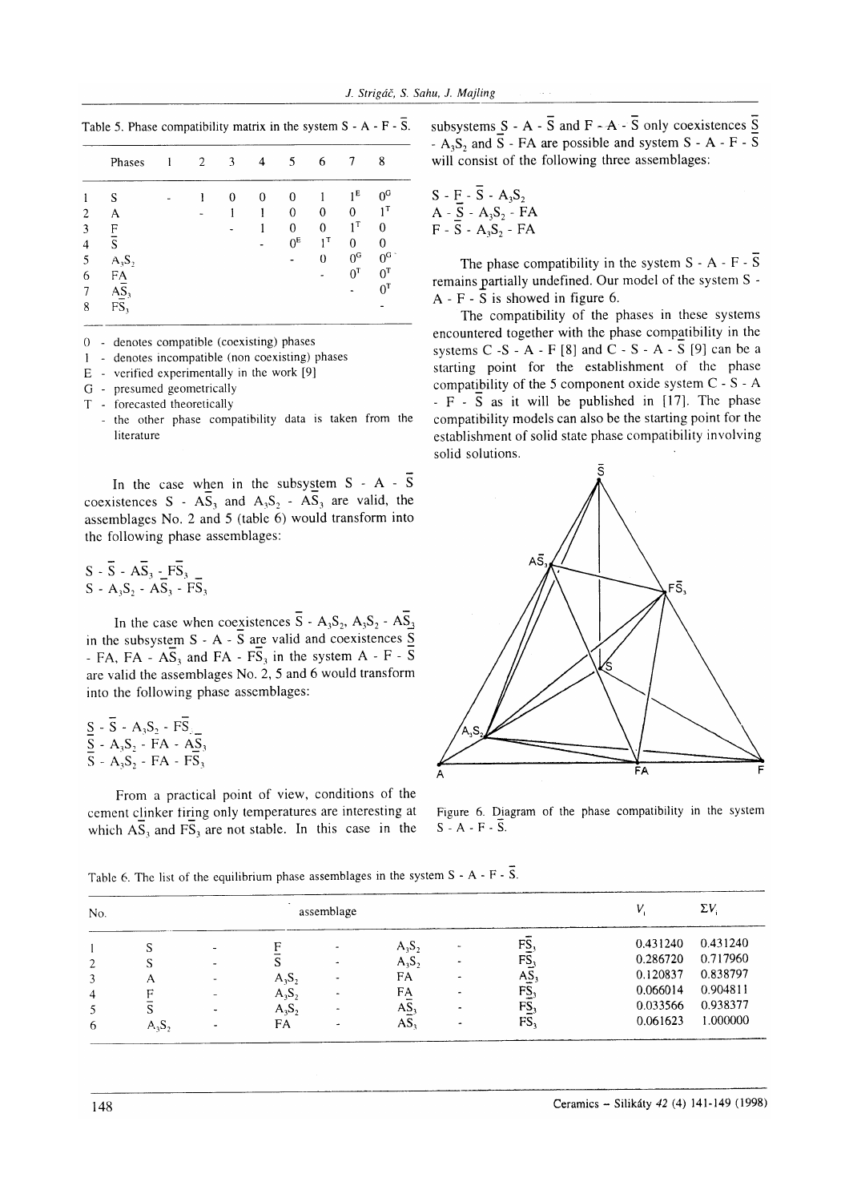Table 5. Phase compatibility matrix in the system S - A - F - $\bar{S}$.

| | Phases | 1 | 2 | 3 | 4 | 5 | 6 | 7 | 8 |
|---|---|---|---|---|---|---|---|---|---|
| 1 | S | - | 1 | 0 | 0 | 0 | 1 | $1^E$ | $0^G$ |
| 2 | A | | - | 1 | 1 | 0 | 0 | 0 | $1^T$ |
| 3 | F | | | - | 1 | 0 | 0 | $1^T$ | 0 |
| 4 | $\bar{S}$ | | | | - | $0^E$ | $1^T$ | 0 | 0 |
| 5 | $A_3S_2$ | | | | | - | 0 | $0^G$ | $0^G$ |
| 6 | FA | | | | | | - | $0^T$ | $0^T$ |
| 7 | $A\bar{S}_3$ | | | | | | | - | $0^T$ |
| 8 | $F\bar{S}_3$ | | | | | | | | - |

0 - denotes compatible (coexisting) phases
1 - denotes incompatible (non coexisting) phases
E - verified experimentally in the work [9]
G - presumed geometrically
T - forecasted theoretically
- the other phase compatibility data is taken from the literature

In the case when in the subsystem S - A - $\bar{S}$ coexistences S - $A\bar{S}_3$ and $A_3S_2$ - $A\bar{S}_3$ are valid, the assemblages No. 2 and 5 (table 6) would transform into the following phase assemblages:

S - $\bar{S}$ - $A\bar{S}_3$ - $F\bar{S}_3$
S - $A_3S_2$ - $A\bar{S}_3$ - $F\bar{S}_3$

In the case when coexistences $\bar{S}$ - $A_3S_2$, $A_3S_2$ - $A\bar{S}_3$ in the subsystem S - A - $\bar{S}$ are valid and coexistences $\bar{S}$ - FA, FA - $A\bar{S}_3$ and FA - $F\bar{S}_3$ in the system A - F - $\bar{S}$ are valid the assemblages No. 2, 5 and 6 would transform into the following phase assemblages:

S - $\bar{S}$ - $A_3S_2$ - $F\bar{S}_3$
$\bar{S}$ - $A_3S_2$ - FA - $A\bar{S}_3$
$\bar{S}$ - $A_3S_2$ - FA - $F\bar{S}_3$

From a practical point of view, conditions of the cement clinker firing only temperatures are interesting at which $A\bar{S}_3$ and $F\bar{S}_3$ are not stable. In this case in the subsystems S - A - $\bar{S}$ and F - A - $\bar{S}$ only coexistences $\bar{S}$ - $A_3S_2$ and $\bar{S}$ - FA are possible and system S - A - F - $\bar{S}$ will consist of the following three assemblages:

S - F - $\bar{S}$ - $A_3S_2$
A - $\bar{S}$ - $A_3S_2$ - FA
F - $\bar{S}$ - $A_3S_2$ - FA

The phase compatibility in the system S - A - F - $\bar{S}$ remains partially undefined. Our model of the system S - A - F - $\bar{S}$ is showed in figure 6.

The compatibility of the phases in these systems encountered together with the phase compatibility in the systems C -S - A - F [8] and C - S - A - $\bar{S}$ [9] can be a starting point for the establishment of the phase compatibility of the 5 component oxide system C - S - A - F - $\bar{S}$ as it will be published in [17]. The phase compatibility models can also be the starting point for the establishment of solid state phase compatibility involving solid solutions.

Figure 6. Diagram of the phase compatibility in the system S - A - F - $\bar{S}$.

Table 6. The list of the equilibrium phase assemblages in the system S - A - F - $\bar{S}$.

| No. | assemblage | | | | $V_i$ | $\Sigma V_i$ |
|---|---|---|---|---|---|---|
| 1 | S | F | $A_3S_2$ | $F\bar{S}_3$ | 0.431240 | 0.431240 |
| 2 | S | $\bar{S}$ | $A_3S_2$ | $F\bar{S}_3$ | 0.286720 | 0.717960 |
| 3 | A | $A_3S_2$ | FA | $A\bar{S}_3$ | 0.120837 | 0.838797 |
| 4 | F | $A_3S_2$ | FA | $F\bar{S}_3$ | 0.066014 | 0.904811 |
| 5 | $\bar{S}$ | $A_3S_2$ | $A\bar{S}_3$ | $F\bar{S}_3$ | 0.033566 | 0.938377 |
| 6 | $A_3S_2$ | FA | $A\bar{S}_3$ | $F\bar{S}_3$ | 0.061623 | 1.000000 |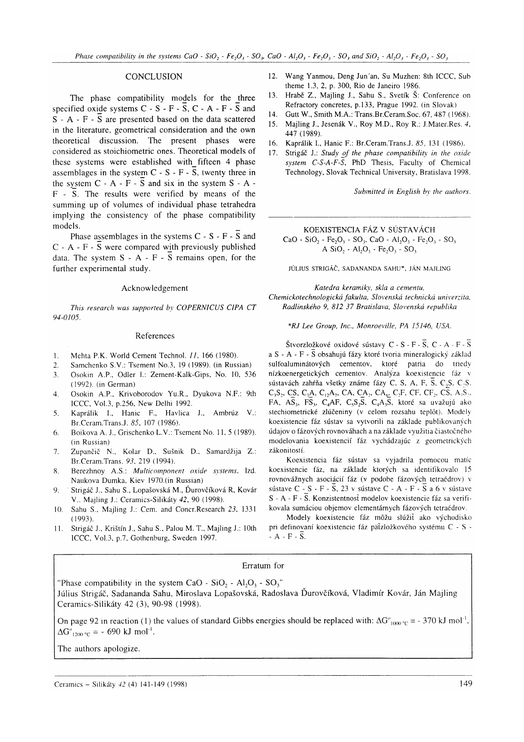## CONCLUSION

The phase compatibility models for the three specified oxide systems C - S - F - $\bar{S}$, C - A - F - $\bar{S}$ and S - A - F - $\bar{S}$ are presented based on the data scattered in the literature, geometrical consideration and the own theoretical discussion. The present phases were considered as stoichiometric ones. Theoretical models of these systems were established with fifteen 4 phase assemblages in the system C - S - F - $\bar{S}$, twenty three in the system C - A - F - $\bar{S}$ and six in the system S - A - F - $\bar{S}$. The results were verified by means of the summing up of volumes of individual phase tetrahedra implying the consistency of the phase compatibility models.

Phase assemblages in the systems C - S - F - $\bar{S}$ and C - A - F - $\bar{S}$ were compared with previously published data. The system S - A - F - $\bar{S}$ remains open, for the further experimental study.

### Acknowledgement

*This research was supported by COPERNICUS CIPA CT 94-0105.*

### References

1. Mehta P.K. World Cement Technol. *11*, 166 (1980).
2. Samchenko S.V.: Tsement No.3, 19 (1989). (in Russian)
3. Osokin A.P., Odler I.: Zement-Kalk-Gips, No. 10, 536 (1992). (in German)
4. Osokin A.P., Krivoborodov Yu.R., Dyukova N.F.: 9th ICCC, Vol.3, p.256, New Delhi 1992.
5. Kaprálik I., Hanic F., Havlica J., Ambrúz V.: Br.Ceram.Trans.J. *85*, 107 (1986).
6. Boikova A. J., Grischenko L.V.: Tsement No. 11, 5 (1989). (in Russian)
7. Zupančič N., Kolar D., Sušnik D., Samardžija Z.: Br.Ceram.Trans. *93*, 219 (1994).
8. Berezhnoy A.S.: *Multicomponent oxide systems*, Izd. Naukova Dumka, Kiev 1970.(in Russian)
9. Strigáč J., Sahu S., Lopašovská M., Ďurovčíková R, Kovár V., Majling J.: Ceramics-Silikáty *42*, 90 (1998).
10. Sahu S., Majling J.: Cem. and Concr.Research *23*, 1331 (1993).
11. Strigáč J., Krištín J., Sahu S., Palou M. T., Majling J.: 10th ICCC, Vol.3, p.7, Gothenburg, Sweden 1997.
12. Wang Yanmou, Deng Jun´an, Su Muzhen: 8th ICCC, Sub theme 1.3, 2, p. 300, Rio de Janeiro 1986.
13. Hrabě Z., Majling J., Sahu S., Svetík Š: Conference on Refractory concretes, p.133, Prague 1992. (in Slovak)
14. Gutt W., Smith M.A.: Trans.Br.Ceram.Soc. 67, 487 (1968).
15. Majling J., Jesenák V., Roy M.D., Roy R.: J.Mater.Res. *4*, 447 (1989).
16. Kaprálik I., Hanic F.: Br.Ceram.Trans.J. *85*, 131 (1986).
17. Strigáč J.: *Study of the phase compatibility in the oxide system C-S-A-F-$\bar{S}$*, PhD Thesis, Faculty of Chemical Technology, Slovak Technical University, Bratislava 1998.

*Submitted in English by the authors.*

---

## KOEXISTENCIA FÁZ V SÚSTAVÁCH
## $CaO - SiO_2 - Fe_2O_3 - SO_3$, $CaO - Al_2O_3 - Fe_2O_3 - SO_3$ A $SiO_2 - Al_2O_3 - Fe_2O_3 - SO_3$

JÚLIUS STRIGÁČ, SADANANDA SAHU*, JÁN MAJLING

*Katedra keramiky, skla a cementu, Chemickotechnologická fakulta, Slovenská technická univerzita, Radlinského 9, 812 37 Bratislava, Slovenská republika*

*\*RJ Lee Group, Inc., Monroeville, PA 15146, USA.*

Štvorzložkové oxidové sústavy C - S - F - $\bar{S}$, C - A - F - $\bar{S}$ a S - A - F - $\bar{S}$ obsahujú fázy ktoré tvoria mineralogický základ sulfoaluminátových cementov, ktoré patria do triedy nízkoenergetických cementov. Analýza koexistencie fáz v sústavách zahŕňa všetky známe fázy C, S, A, F, $\bar{S}$, $C_2S$, $C_3S$, $C_3S_2$, $CS$, $C_3A$, $C_{12}A_7$, CA, $CA_2$, $CA_6$, $C_2F$, CF, $CF_2$, $C\bar{S}$, $A_3S_2$, FA, $A\bar{S}_3$, $F\bar{S}_3$, $C_4AF$, $C_5S_2\bar{S}$, $C_4A_3\bar{S}$, ktoré sa uvažujú ako stechiometrické zlúčeniny (v celom rozsahu teplôt). Modely koexistencie fáz sústav sa vytvorili na základe publikovaných údajov o fázových rovnováhach a na základe využitia čiastočného modelovania koexistencií fáz vychádzajúc z geometrických zákonitostí.

Koexistencia fáz sústav sa vyjadrila pomocou matíc koexistencie fáz, na základe ktorých sa identifikovalo 15 rovnovážnych asociácií fáz (v podobe fázových tetraédrov) v sústave C - S - F - $\bar{S}$, 23 v sústave C - A - F - $\bar{S}$ a 6 v sústave S - A - F - $\bar{S}$. Konzistentnosť modelov koexistencie fáz sa verifikovala sumáciou objemov elementárnych fázových tetraédrov.

Modely koexistencie fáz môžu slúžiť ako východisko pri definovaní koexistencie fáz päťzložkového systému C - S - - A - F - $\bar{S}$.

---

Erratum for

"Phase compatibility in the system $CaO - SiO_2 - Al_2O_3 - SO_3$"
Július Strigáč, Sadananda Sahu, Miroslava Lopašovská, Radoslava Ďurovčíková, Vladimír Kovár, Ján Majling
Ceramics-Silikáty 42 (3), 90-98 (1998).

On page 92 in reaction (1) the values of standard Gibbs energies should be replaced with: $\Delta G^{o}_{1000\,°C} = -370$ kJ mol$^{-1}$, $\Delta G^{o}_{1200\,°C} = -690$ kJ mol$^{-1}$.

The authors apologize.